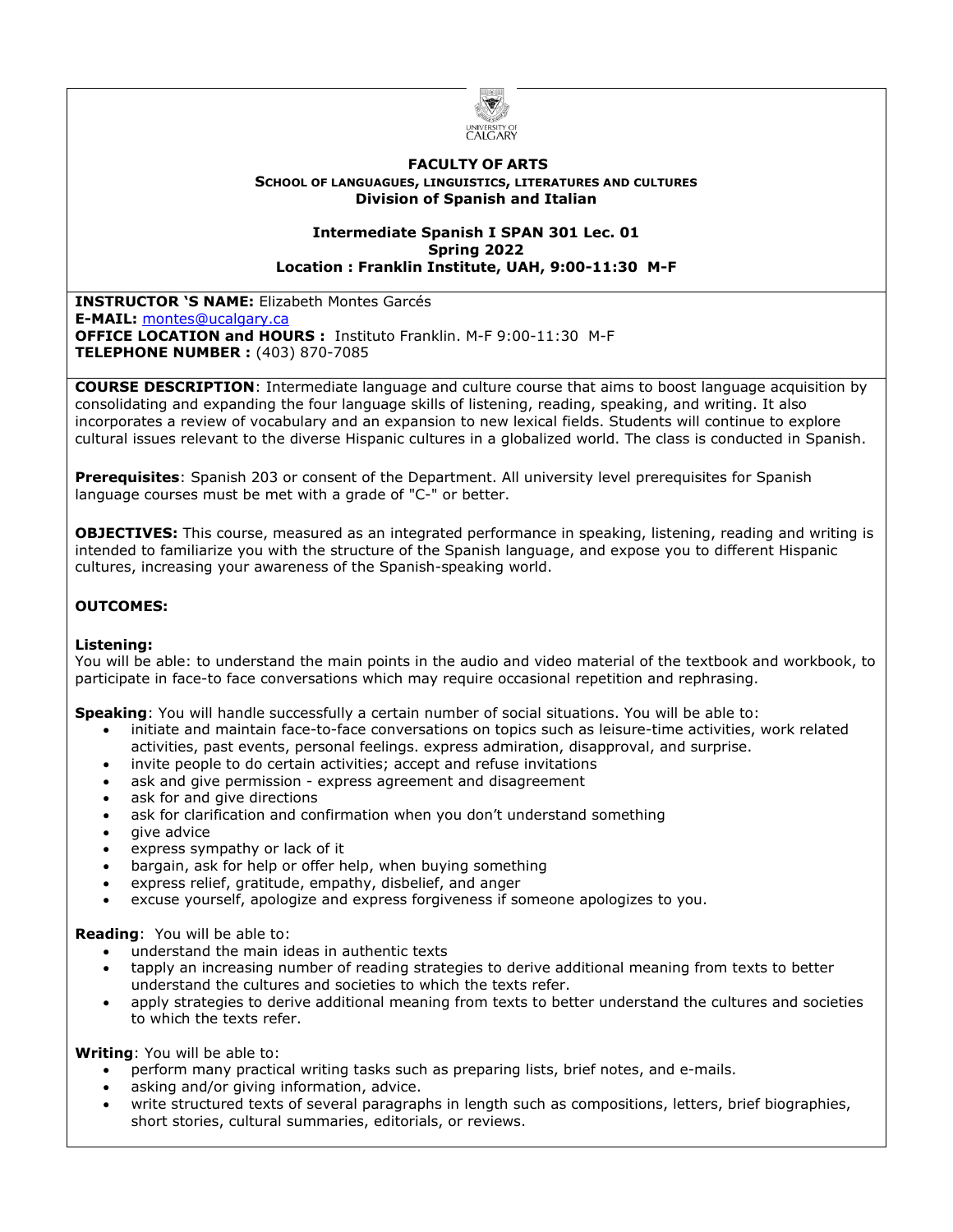UNIVERSITY OF CALGARY

**FACULTY OF ARTS**

**SCHOOL OF LANGUAGUES, LINGUISTICS, LITERATURES AND CULTURES**

**Division of Spanish and Italian**

**Intermediate Spanish I SPAN 301 Lec. 01**

**Spring 2022**

**Location : Franklin Institute, UAH, 9:00-11:30 M-F**

**INSTRUCTOR 'S NAME:** Elizabeth Montes Garcés
**E-MAIL:** montes@ucalgary.ca
**OFFICE LOCATION and HOURS :** Instituto Franklin. M-F 9:00-11:30 M-F
**TELEPHONE NUMBER :** (403) 870-7085

**COURSE DESCRIPTION**: Intermediate language and culture course that aims to boost language acquisition by consolidating and expanding the four language skills of listening, reading, speaking, and writing. It also incorporates a review of vocabulary and an expansion to new lexical fields. Students will continue to explore cultural issues relevant to the diverse Hispanic cultures in a globalized world. The class is conducted in Spanish.

**Prerequisites**: Spanish 203 or consent of the Department. All university level prerequisites for Spanish language courses must be met with a grade of "C-" or better.

**OBJECTIVES:** This course, measured as an integrated performance in speaking, listening, reading and writing is intended to familiarize you with the structure of the Spanish language, and expose you to different Hispanic cultures, increasing your awareness of the Spanish-speaking world.

**OUTCOMES:**

**Listening:**
You will be able: to understand the main points in the audio and video material of the textbook and workbook, to participate in face-to face conversations which may require occasional repetition and rephrasing.

**Speaking**: You will handle successfully a certain number of social situations. You will be able to:

- initiate and maintain face-to-face conversations on topics such as leisure-time activities, work related activities, past events, personal feelings. express admiration, disapproval, and surprise.
- invite people to do certain activities; accept and refuse invitations
- ask and give permission - express agreement and disagreement
- ask for and give directions
- ask for clarification and confirmation when you don't understand something
- give advice
- express sympathy or lack of it
- bargain, ask for help or offer help, when buying something
- express relief, gratitude, empathy, disbelief, and anger
- excuse yourself, apologize and express forgiveness if someone apologizes to you.

**Reading**: You will be able to:

- understand the main ideas in authentic texts
- tapply an increasing number of reading strategies to derive additional meaning from texts to better understand the cultures and societies to which the texts refer.
- apply strategies to derive additional meaning from texts to better understand the cultures and societies to which the texts refer.

**Writing**: You will be able to:

- perform many practical writing tasks such as preparing lists, brief notes, and e-mails.
- asking and/or giving information, advice.
- write structured texts of several paragraphs in length such as compositions, letters, brief biographies, short stories, cultural summaries, editorials, or reviews.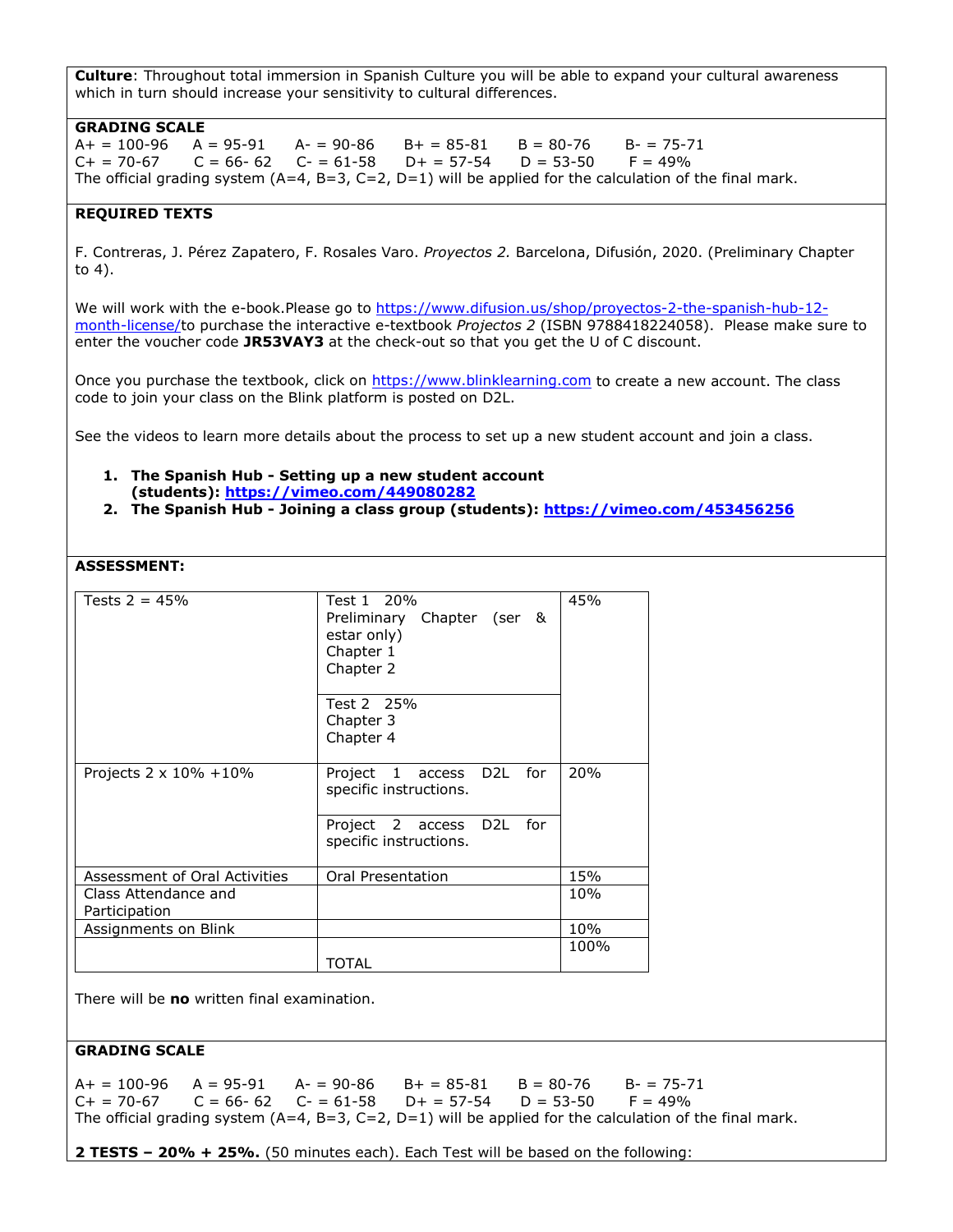**Culture**: Throughout total immersion in Spanish Culture you will be able to expand your cultural awareness which in turn should increase your sensitivity to cultural differences.

**GRADING SCALE**

A+ = 100-96 A = 95-91 A- = 90-86 B+ = 85-81 B = 80-76 B- = 75-71
C+ = 70-67 C = 66- 62 C- = 61-58 D+ = 57-54 D = 53-50 F = 49%
The official grading system (A=4, B=3, C=2, D=1) will be applied for the calculation of the final mark.

**REQUIRED TEXTS**

F. Contreras, J. Pérez Zapatero, F. Rosales Varo. *Proyectos 2.* Barcelona, Difusión, 2020. (Preliminary Chapter to 4).

We will work with the e-book.Please go to https://www.difusion.us/shop/proyectos-2-the-spanish-hub-12-month-license/to purchase the interactive e-textbook *Projectos 2* (ISBN 9788418224058). Please make sure to enter the voucher code **JR53VAY3** at the check-out so that you get the U of C discount.

Once you purchase the textbook, click on https://www.blinklearning.com to create a new account. The class code to join your class on the Blink platform is posted on D2L.

See the videos to learn more details about the process to set up a new student account and join a class.

1. **The Spanish Hub - Setting up a new student account (students): https://vimeo.com/449080282**
2. **The Spanish Hub - Joining a class group (students): https://vimeo.com/453456256**

**ASSESSMENT:**

| | | |
|---|---|---|
| Tests 2 = 45% | Test 1 20%<br>Preliminary Chapter (ser & estar only)<br>Chapter 1<br>Chapter 2 | 45% |
| | Test 2 25%<br>Chapter 3<br>Chapter 4 | |
| Projects 2 x 10% +10% | Project 1 access D2L for specific instructions. | 20% |
| | Project 2 access D2L for specific instructions. | |
| Assessment of Oral Activities | Oral Presentation | 15% |
| Class Attendance and Participation | | 10% |
| Assignments on Blink | | 10% |
| | TOTAL | 100% |

There will be **no** written final examination.

**GRADING SCALE**

A+ = 100-96 A = 95-91 A- = 90-86 B+ = 85-81 B = 80-76 B- = 75-71
C+ = 70-67 C = 66- 62 C- = 61-58 D+ = 57-54 D = 53-50 F = 49%
The official grading system (A=4, B=3, C=2, D=1) will be applied for the calculation of the final mark.

**2 TESTS – 20% + 25%.** (50 minutes each). Each Test will be based on the following: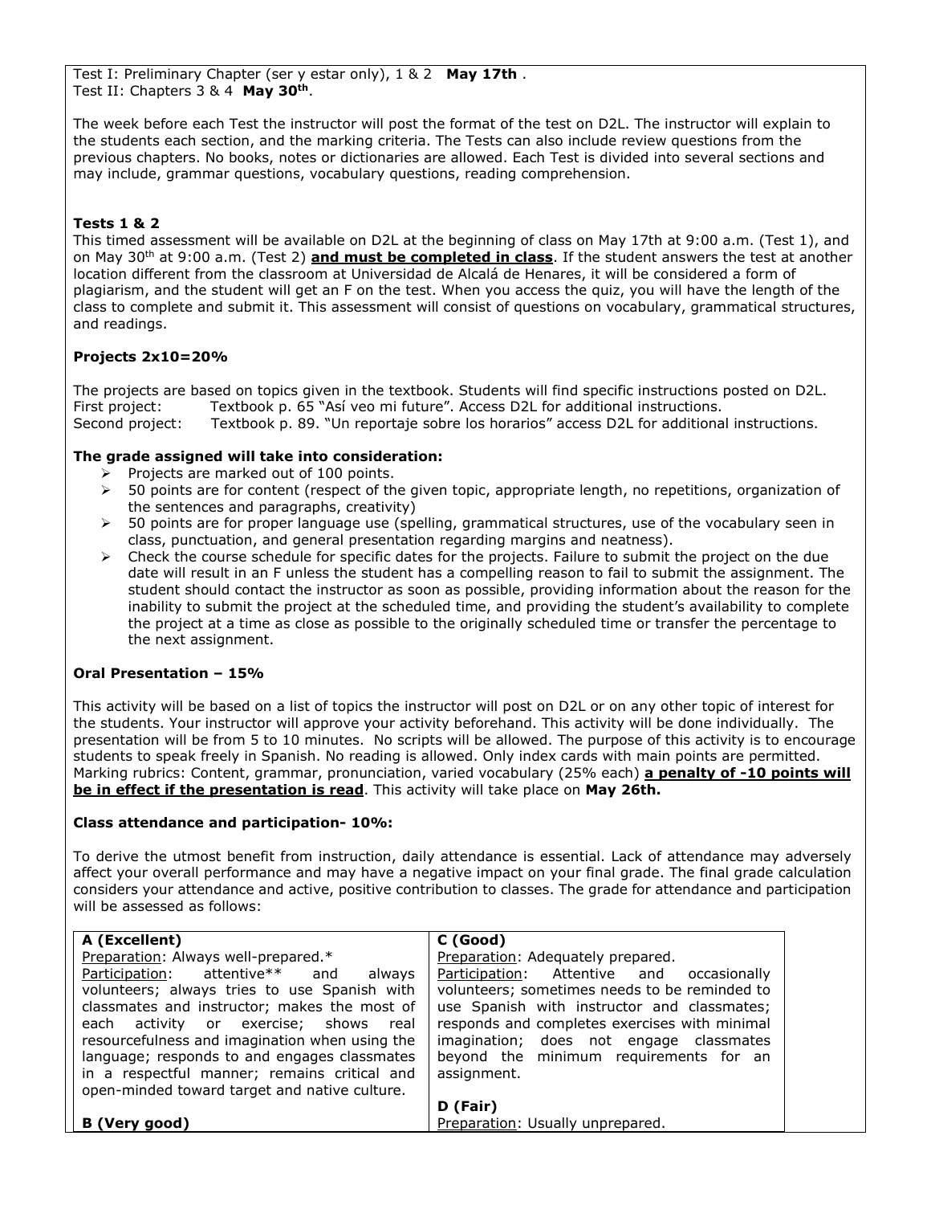Test I: Preliminary Chapter (ser y estar only), 1 & 2 **May 17th** .
Test II: Chapters 3 & 4 **May 30th**.

The week before each Test the instructor will post the format of the test on D2L. The instructor will explain to the students each section, and the marking criteria. The Tests can also include review questions from the previous chapters. No books, notes or dictionaries are allowed. Each Test is divided into several sections and may include, grammar questions, vocabulary questions, reading comprehension.

**Tests 1 & 2**

This timed assessment will be available on D2L at the beginning of class on May 17th at 9:00 a.m. (Test 1), and on May 30th at 9:00 a.m. (Test 2) **and must be completed in class**. If the student answers the test at another location different from the classroom at Universidad de Alcalá de Henares, it will be considered a form of plagiarism, and the student will get an F on the test. When you access the quiz, you will have the length of the class to complete and submit it. This assessment will consist of questions on vocabulary, grammatical structures, and readings.

**Projects 2x10=20%**

The projects are based on topics given in the textbook. Students will find specific instructions posted on D2L.
First project: Textbook p. 65 "Así veo mi future". Access D2L for additional instructions.
Second project: Textbook p. 89. "Un reportaje sobre los horarios" access D2L for additional instructions.

**The grade assigned will take into consideration:**

- Projects are marked out of 100 points.
- 50 points are for content (respect of the given topic, appropriate length, no repetitions, organization of the sentences and paragraphs, creativity)
- 50 points are for proper language use (spelling, grammatical structures, use of the vocabulary seen in class, punctuation, and general presentation regarding margins and neatness).
- Check the course schedule for specific dates for the projects. Failure to submit the project on the due date will result in an F unless the student has a compelling reason to fail to submit the assignment. The student should contact the instructor as soon as possible, providing information about the reason for the inability to submit the project at the scheduled time, and providing the student's availability to complete the project at a time as close as possible to the originally scheduled time or transfer the percentage to the next assignment.

**Oral Presentation – 15%**

This activity will be based on a list of topics the instructor will post on D2L or on any other topic of interest for the students. Your instructor will approve your activity beforehand. This activity will be done individually. The presentation will be from 5 to 10 minutes. No scripts will be allowed. The purpose of this activity is to encourage students to speak freely in Spanish. No reading is allowed. Only index cards with main points are permitted. Marking rubrics: Content, grammar, pronunciation, varied vocabulary (25% each) **a penalty of -10 points will be in effect if the presentation is read**. This activity will take place on **May 26th.**

**Class attendance and participation- 10%:**

To derive the utmost benefit from instruction, daily attendance is essential. Lack of attendance may adversely affect your overall performance and may have a negative impact on your final grade. The final grade calculation considers your attendance and active, positive contribution to classes. The grade for attendance and participation will be assessed as follows:

| **A (Excellent)**<br>Preparation: Always well-prepared.*<br>Participation: attentive** and always volunteers; always tries to use Spanish with classmates and instructor; makes the most of each activity or exercise; shows real resourcefulness and imagination when using the language; responds to and engages classmates in a respectful manner; remains critical and open-minded toward target and native culture.<br><br>**B (Very good)** | **C (Good)**<br>Preparation: Adequately prepared.<br>Participation: Attentive and occasionally volunteers; sometimes needs to be reminded to use Spanish with instructor and classmates; responds and completes exercises with minimal imagination; does not engage classmates beyond the minimum requirements for an assignment.<br><br>**D (Fair)**<br>Preparation: Usually unprepared. |
|---|---|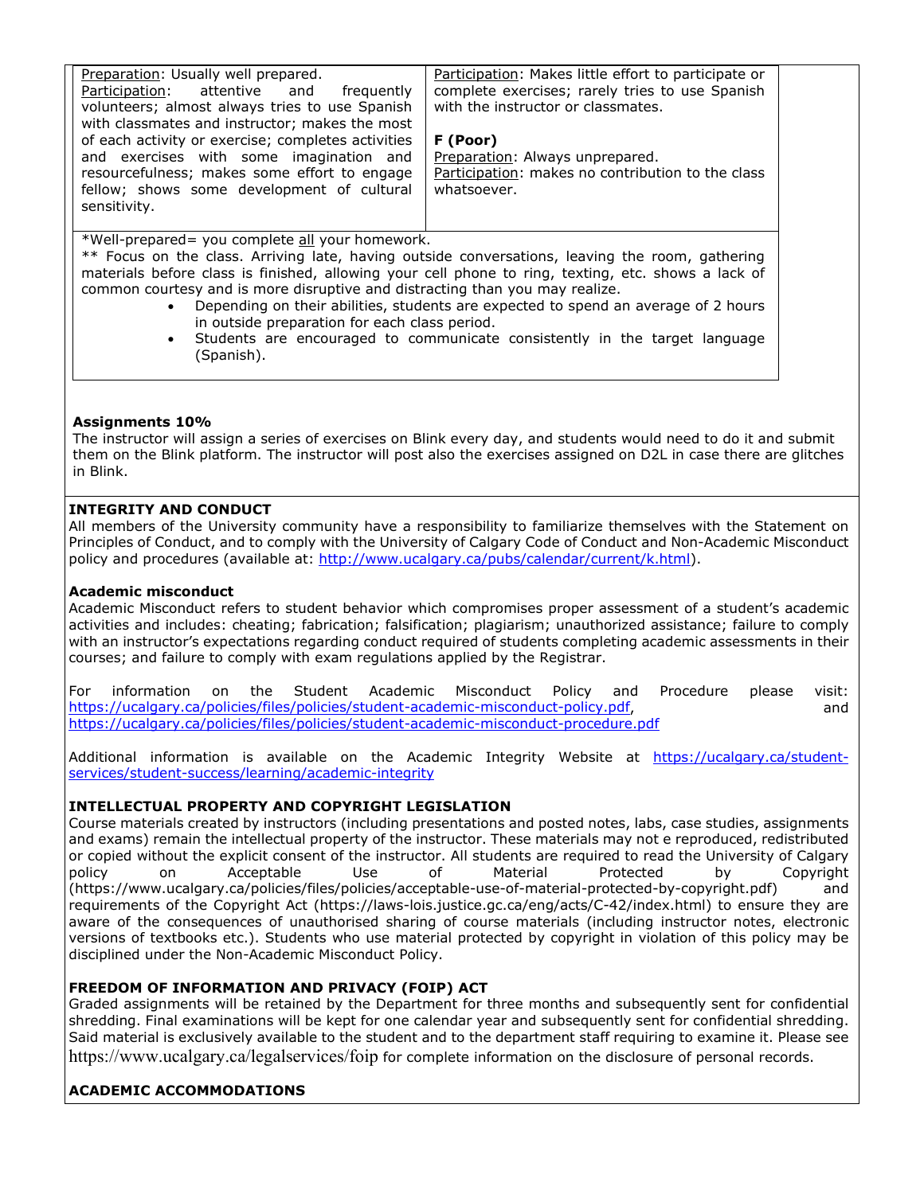| | |
|---|---|
| Preparation: Usually well prepared. Participation: attentive and frequently volunteers; almost always tries to use Spanish with classmates and instructor; makes the most of each activity or exercise; completes activities and exercises with some imagination and resourcefulness; makes some effort to engage fellow; shows some development of cultural sensitivity. | Participation: Makes little effort to participate or complete exercises; rarely tries to use Spanish with the instructor or classmates. **F (Poor)** Preparation: Always unprepared. Participation: makes no contribution to the class whatsoever. |

*Well-prepared= you complete all your homework.

** Focus on the class. Arriving late, having outside conversations, leaving the room, gathering materials before class is finished, allowing your cell phone to ring, texting, etc. shows a lack of common courtesy and is more disruptive and distracting than you may realize.

- Depending on their abilities, students are expected to spend an average of 2 hours in outside preparation for each class period.
- Students are encouraged to communicate consistently in the target language (Spanish).

**Assignments 10%**

The instructor will assign a series of exercises on Blink every day, and students would need to do it and submit them on the Blink platform. The instructor will post also the exercises assigned on D2L in case there are glitches in Blink.

**INTEGRITY AND CONDUCT**

All members of the University community have a responsibility to familiarize themselves with the Statement on Principles of Conduct, and to comply with the University of Calgary Code of Conduct and Non-Academic Misconduct policy and procedures (available at: http://www.ucalgary.ca/pubs/calendar/current/k.html).

**Academic misconduct**

Academic Misconduct refers to student behavior which compromises proper assessment of a student's academic activities and includes: cheating; fabrication; falsification; plagiarism; unauthorized assistance; failure to comply with an instructor's expectations regarding conduct required of students completing academic assessments in their courses; and failure to comply with exam regulations applied by the Registrar.

For information on the Student Academic Misconduct Policy and Procedure please visit: https://ucalgary.ca/policies/files/policies/student-academic-misconduct-policy.pdf, and https://ucalgary.ca/policies/files/policies/student-academic-misconduct-procedure.pdf

Additional information is available on the Academic Integrity Website at https://ucalgary.ca/student-services/student-success/learning/academic-integrity

**INTELLECTUAL PROPERTY AND COPYRIGHT LEGISLATION**

Course materials created by instructors (including presentations and posted notes, labs, case studies, assignments and exams) remain the intellectual property of the instructor. These materials may not e reproduced, redistributed or copied without the explicit consent of the instructor. All students are required to read the University of Calgary policy on Acceptable Use of Material Protected by Copyright (https://www.ucalgary.ca/policies/files/policies/acceptable-use-of-material-protected-by-copyright.pdf) and requirements of the Copyright Act (https://laws-lois.justice.gc.ca/eng/acts/C-42/index.html) to ensure they are aware of the consequences of unauthorised sharing of course materials (including instructor notes, electronic versions of textbooks etc.). Students who use material protected by copyright in violation of this policy may be disciplined under the Non-Academic Misconduct Policy.

**FREEDOM OF INFORMATION AND PRIVACY (FOIP) ACT**

Graded assignments will be retained by the Department for three months and subsequently sent for confidential shredding. Final examinations will be kept for one calendar year and subsequently sent for confidential shredding. Said material is exclusively available to the student and to the department staff requiring to examine it. Please see https://www.ucalgary.ca/legalservices/foip for complete information on the disclosure of personal records.

**ACADEMIC ACCOMMODATIONS**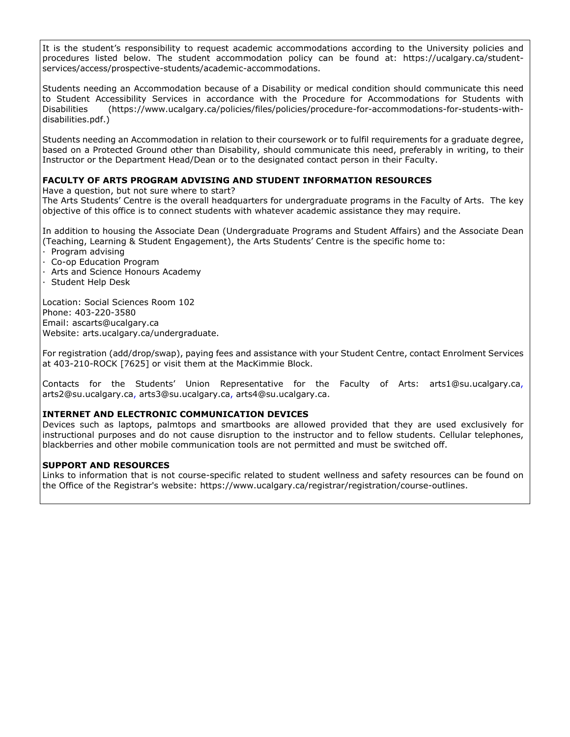It is the student's responsibility to request academic accommodations according to the University policies and procedures listed below. The student accommodation policy can be found at: https://ucalgary.ca/student-services/access/prospective-students/academic-accommodations.

Students needing an Accommodation because of a Disability or medical condition should communicate this need to Student Accessibility Services in accordance with the Procedure for Accommodations for Students with Disabilities (https://www.ucalgary.ca/policies/files/policies/procedure-for-accommodations-for-students-with-disabilities.pdf.)

Students needing an Accommodation in relation to their coursework or to fulfil requirements for a graduate degree, based on a Protected Ground other than Disability, should communicate this need, preferably in writing, to their Instructor or the Department Head/Dean or to the designated contact person in their Faculty.

**FACULTY OF ARTS PROGRAM ADVISING AND STUDENT INFORMATION RESOURCES**

Have a question, but not sure where to start?
The Arts Students' Centre is the overall headquarters for undergraduate programs in the Faculty of Arts. The key objective of this office is to connect students with whatever academic assistance they may require.

In addition to housing the Associate Dean (Undergraduate Programs and Student Affairs) and the Associate Dean (Teaching, Learning & Student Engagement), the Arts Students' Centre is the specific home to:

- Program advising
- Co-op Education Program
- Arts and Science Honours Academy
- Student Help Desk

Location: Social Sciences Room 102
Phone: 403-220-3580
Email: ascarts@ucalgary.ca
Website: arts.ucalgary.ca/undergraduate.

For registration (add/drop/swap), paying fees and assistance with your Student Centre, contact Enrolment Services at 403-210-ROCK [7625] or visit them at the MacKimmie Block.

Contacts for the Students' Union Representative for the Faculty of Arts: arts1@su.ucalgary.ca, arts2@su.ucalgary.ca, arts3@su.ucalgary.ca, arts4@su.ucalgary.ca.

**INTERNET AND ELECTRONIC COMMUNICATION DEVICES**

Devices such as laptops, palmtops and smartbooks are allowed provided that they are used exclusively for instructional purposes and do not cause disruption to the instructor and to fellow students. Cellular telephones, blackberries and other mobile communication tools are not permitted and must be switched off.

**SUPPORT AND RESOURCES**

Links to information that is not course-specific related to student wellness and safety resources can be found on the Office of the Registrar's website: https://www.ucalgary.ca/registrar/registration/course-outlines.